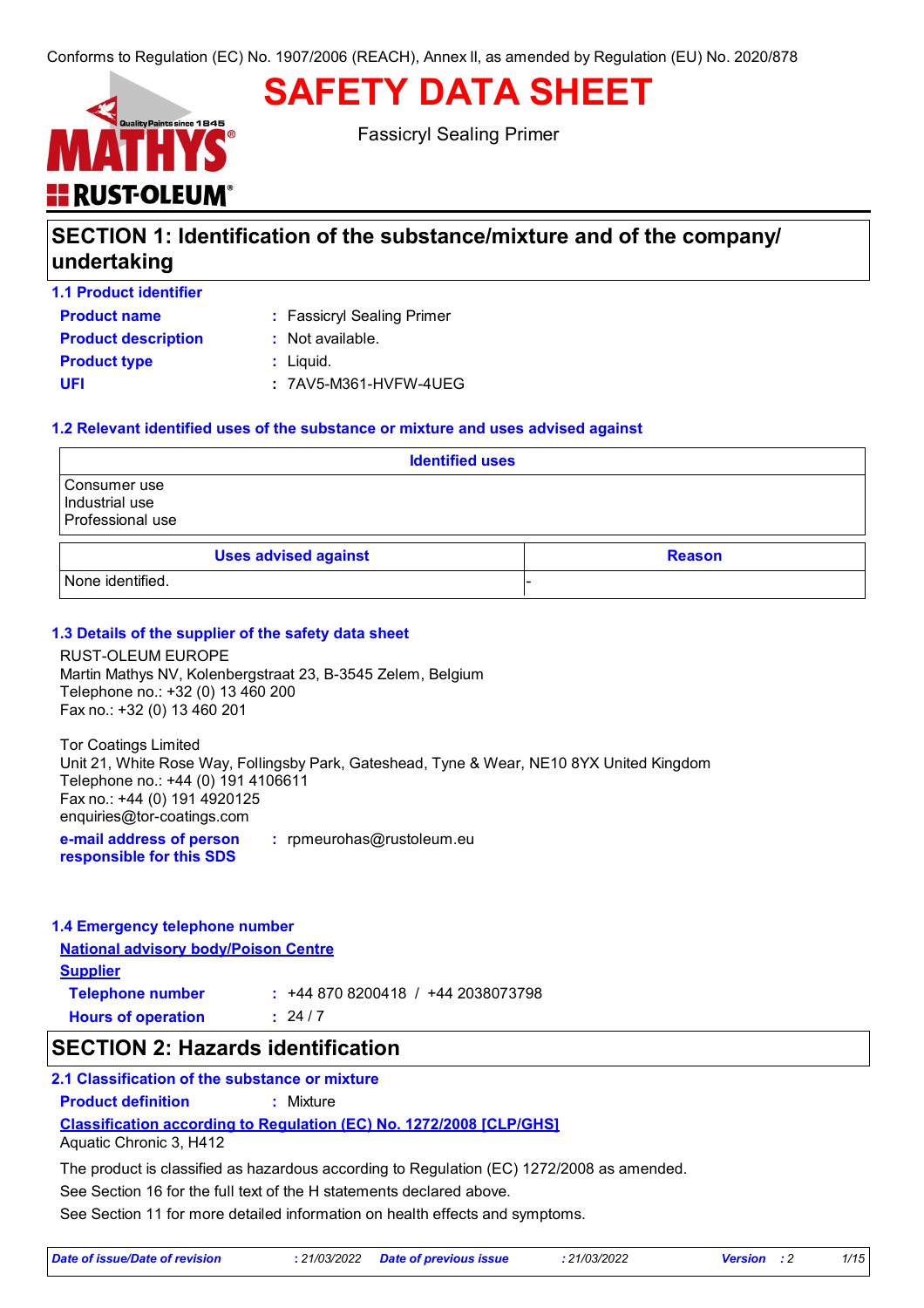Conforms to Regulation (EC) No. 1907/2006 (REACH), Annex II, as amended by Regulation (EU) No. 2020/878

# SAFETY DATA SHEET

Fassicryl Sealing Primer

## SECTION 1: Identification of the substance/mixture and of the company/ undertaking

### 1.1 Product identifier

**Product name** : Fassicryl Sealing Primer

**Product description** : Not available.

**Product type** : Liquid.

**UFI** : 7AV5-M361-HVFW-4UEG

### 1.2 Relevant identified uses of the substance or mixture and uses advised against

| Identified uses |
|---|
| Consumer use<br>Industrial use<br>Professional use |

| Uses advised against | Reason |
|---|---|
| None identified. | - |

### 1.3 Details of the supplier of the safety data sheet

RUST-OLEUM EUROPE
Martin Mathys NV, Kolenbergstraat 23, B-3545 Zelem, Belgium
Telephone no.: +32 (0) 13 460 200
Fax no.: +32 (0) 13 460 201

Tor Coatings Limited
Unit 21, White Rose Way, Follingsby Park, Gateshead, Tyne & Wear, NE10 8YX United Kingdom
Telephone no.: +44 (0) 191 4106611
Fax no.: +44 (0) 191 4920125
enquiries@tor-coatings.com

**e-mail address of person responsible for this SDS** : rpmeurohas@rustoleum.eu

### 1.4 Emergency telephone number

**National advisory body/Poison Centre**

**Supplier**

**Telephone number** : +44 870 8200418 / +44 2038073798

**Hours of operation** : 24 / 7

## SECTION 2: Hazards identification

### 2.1 Classification of the substance or mixture

**Product definition** : Mixture

**Classification according to Regulation (EC) No. 1272/2008 [CLP/GHS]**

Aquatic Chronic 3, H412

The product is classified as hazardous according to Regulation (EC) 1272/2008 as amended.

See Section 16 for the full text of the H statements declared above.

See Section 11 for more detailed information on health effects and symptoms.

*Date of issue/Date of revision* : 21/03/2022 *Date of previous issue* : 21/03/2022 *Version* : 2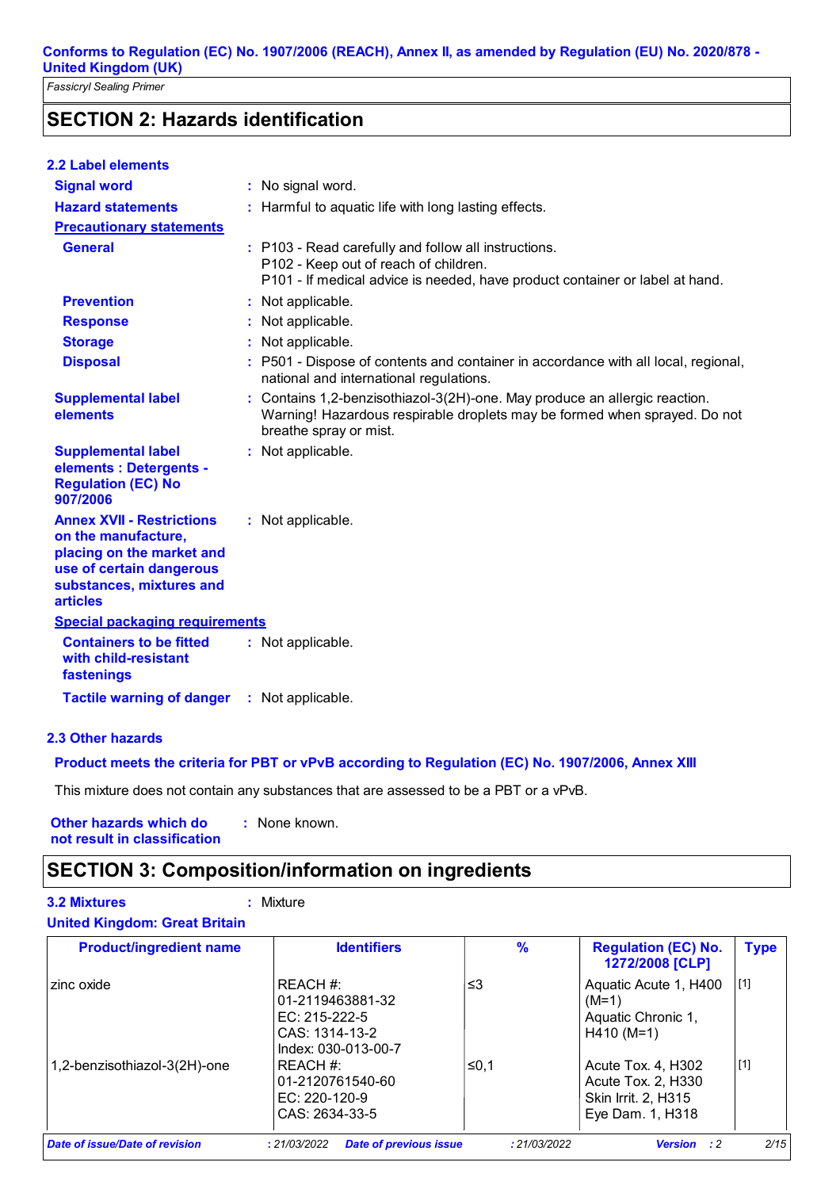## SECTION 2: Hazards identification

### 2.2 Label elements

**Signal word** : No signal word.

**Hazard statements** : Harmful to aquatic life with long lasting effects.

**Precautionary statements**

**General** : P103 - Read carefully and follow all instructions.
P102 - Keep out of reach of children.
P101 - If medical advice is needed, have product container or label at hand.

**Prevention** : Not applicable.

**Response** : Not applicable.

**Storage** : Not applicable.

**Disposal** : P501 - Dispose of contents and container in accordance with all local, regional, national and international regulations.

**Supplemental label elements** : Contains 1,2-benzisothiazol-3(2H)-one. May produce an allergic reaction. Warning! Hazardous respirable droplets may be formed when sprayed. Do not breathe spray or mist.

**Supplemental label elements : Detergents - Regulation (EC) No 907/2006** : Not applicable.

**Annex XVII - Restrictions on the manufacture, placing on the market and use of certain dangerous substances, mixtures and articles** : Not applicable.

**Special packaging requirements**

**Containers to be fitted with child-resistant fastenings** : Not applicable.

**Tactile warning of danger** : Not applicable.

### 2.3 Other hazards

**Product meets the criteria for PBT or vPvB according to Regulation (EC) No. 1907/2006, Annex XIII**

This mixture does not contain any substances that are assessed to be a PBT or a vPvB.

**Other hazards which do not result in classification** : None known.

## SECTION 3: Composition/information on ingredients

**3.2 Mixtures** : Mixture

**United Kingdom: Great Britain**

| Product/ingredient name | Identifiers | % | Regulation (EC) No. 1272/2008 [CLP] | Type |
|---|---|---|---|---|
| zinc oxide | REACH #: 01-2119463881-32<br>EC: 215-222-5<br>CAS: 1314-13-2<br>Index: 030-013-00-7 | ≤3 | Aquatic Acute 1, H400 (M=1)<br>Aquatic Chronic 1, H410 (M=1) | [1] |
| 1,2-benzisothiazol-3(2H)-one | REACH #: 01-2120761540-60<br>EC: 220-120-9<br>CAS: 2634-33-5 | ≤0,1 | Acute Tox. 4, H302<br>Acute Tox. 2, H330<br>Skin Irrit. 2, H315<br>Eye Dam. 1, H318 | [1] |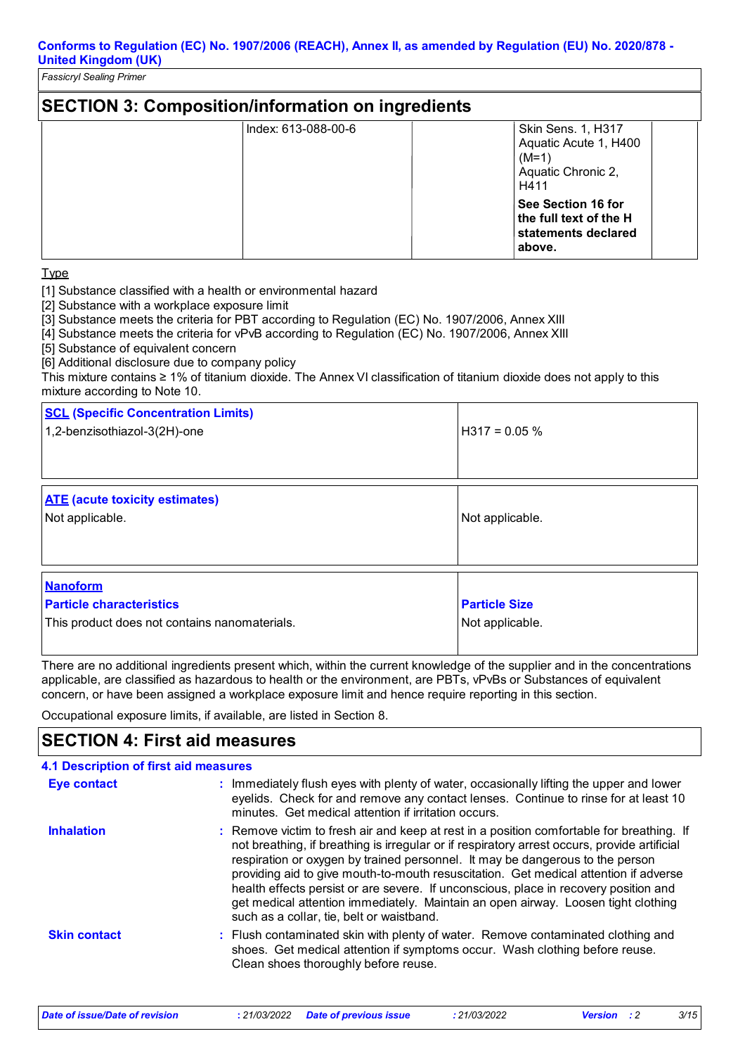## SECTION 3: Composition/information on ingredients

| | | | | |
|---|---|---|---|---|
| | Index: 613-088-00-6 | | Skin Sens. 1, H317<br>Aquatic Acute 1, H400 (M=1)<br>Aquatic Chronic 2, H411<br>**See Section 16 for the full text of the H statements declared above.** | |

Type

[1] Substance classified with a health or environmental hazard
[2] Substance with a workplace exposure limit
[3] Substance meets the criteria for PBT according to Regulation (EC) No. 1907/2006, Annex XIII
[4] Substance meets the criteria for vPvB according to Regulation (EC) No. 1907/2006, Annex XIII
[5] Substance of equivalent concern
[6] Additional disclosure due to company policy

This mixture contains ≥ 1% of titanium dioxide. The Annex VI classification of titanium dioxide does not apply to this mixture according to Note 10.

| **SCL (Specific Concentration Limits)** | |
|---|---|
| 1,2-benzisothiazol-3(2H)-one | H317 = 0.05 % |

| **ATE (acute toxicity estimates)** | |
|---|---|
| Not applicable. | Not applicable. |

| **Nanoform** | |
|---|---|
| **Particle characteristics** | **Particle Size** |
| This product does not contains nanomaterials. | Not applicable. |

There are no additional ingredients present which, within the current knowledge of the supplier and in the concentrations applicable, are classified as hazardous to health or the environment, are PBTs, vPvBs or Substances of equivalent concern, or have been assigned a workplace exposure limit and hence require reporting in this section.

Occupational exposure limits, if available, are listed in Section 8.

## SECTION 4: First aid measures

### 4.1 Description of first aid measures

**Eye contact** : Immediately flush eyes with plenty of water, occasionally lifting the upper and lower eyelids. Check for and remove any contact lenses. Continue to rinse for at least 10 minutes. Get medical attention if irritation occurs.

**Inhalation** : Remove victim to fresh air and keep at rest in a position comfortable for breathing. If not breathing, if breathing is irregular or if respiratory arrest occurs, provide artificial respiration or oxygen by trained personnel. It may be dangerous to the person providing aid to give mouth-to-mouth resuscitation. Get medical attention if adverse health effects persist or are severe. If unconscious, place in recovery position and get medical attention immediately. Maintain an open airway. Loosen tight clothing such as a collar, tie, belt or waistband.

**Skin contact** : Flush contaminated skin with plenty of water. Remove contaminated clothing and shoes. Get medical attention if symptoms occur. Wash clothing before reuse. Clean shoes thoroughly before reuse.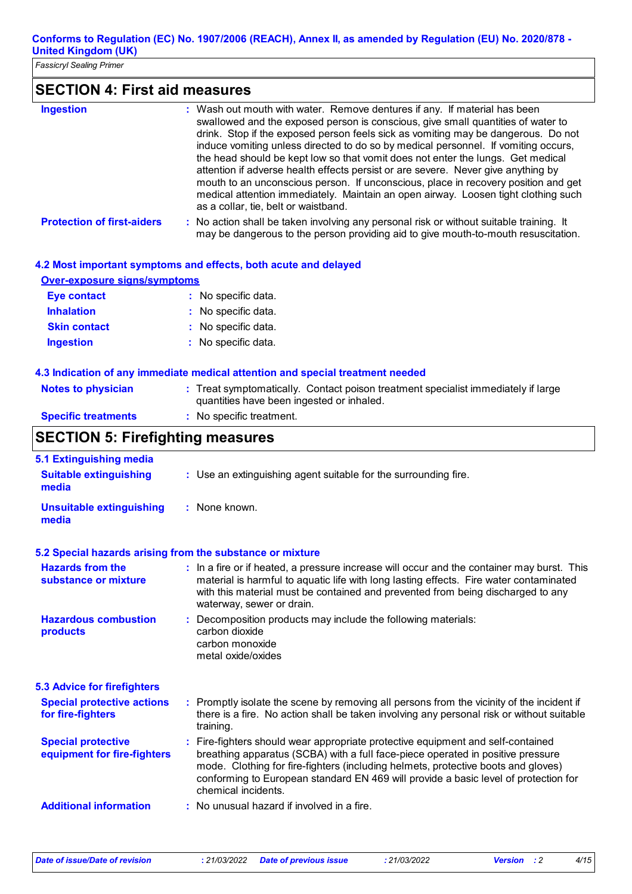## SECTION 4: First aid measures

| | |
|---|---|
| **Ingestion** | Wash out mouth with water. Remove dentures if any. If material has been swallowed and the exposed person is conscious, give small quantities of water to drink. Stop if the exposed person feels sick as vomiting may be dangerous. Do not induce vomiting unless directed to do so by medical personnel. If vomiting occurs, the head should be kept low so that vomit does not enter the lungs. Get medical attention if adverse health effects persist or are severe. Never give anything by mouth to an unconscious person. If unconscious, place in recovery position and get medical attention immediately. Maintain an open airway. Loosen tight clothing such as a collar, tie, belt or waistband. |
| **Protection of first-aiders** | No action shall be taken involving any personal risk or without suitable training. It may be dangerous to the person providing aid to give mouth-to-mouth resuscitation. |

### 4.2 Most important symptoms and effects, both acute and delayed

**Over-exposure signs/symptoms**

| | |
|---|---|
| **Eye contact** | No specific data. |
| **Inhalation** | No specific data. |
| **Skin contact** | No specific data. |
| **Ingestion** | No specific data. |

### 4.3 Indication of any immediate medical attention and special treatment needed

| | |
|---|---|
| **Notes to physician** | Treat symptomatically. Contact poison treatment specialist immediately if large quantities have been ingested or inhaled. |
| **Specific treatments** | No specific treatment. |

## SECTION 5: Firefighting measures

### 5.1 Extinguishing media

| | |
|---|---|
| **Suitable extinguishing media** | Use an extinguishing agent suitable for the surrounding fire. |
| **Unsuitable extinguishing media** | None known. |

### 5.2 Special hazards arising from the substance or mixture

| | |
|---|---|
| **Hazards from the substance or mixture** | In a fire or if heated, a pressure increase will occur and the container may burst. This material is harmful to aquatic life with long lasting effects. Fire water contaminated with this material must be contained and prevented from being discharged to any waterway, sewer or drain. |
| **Hazardous combustion products** | Decomposition products may include the following materials:<br>carbon dioxide<br>carbon monoxide<br>metal oxide/oxides |

### 5.3 Advice for firefighters

| | |
|---|---|
| **Special protective actions for fire-fighters** | Promptly isolate the scene by removing all persons from the vicinity of the incident if there is a fire. No action shall be taken involving any personal risk or without suitable training. |
| **Special protective equipment for fire-fighters** | Fire-fighters should wear appropriate protective equipment and self-contained breathing apparatus (SCBA) with a full face-piece operated in positive pressure mode. Clothing for fire-fighters (including helmets, protective boots and gloves) conforming to European standard EN 469 will provide a basic level of protection for chemical incidents. |
| **Additional information** | No unusual hazard if involved in a fire. |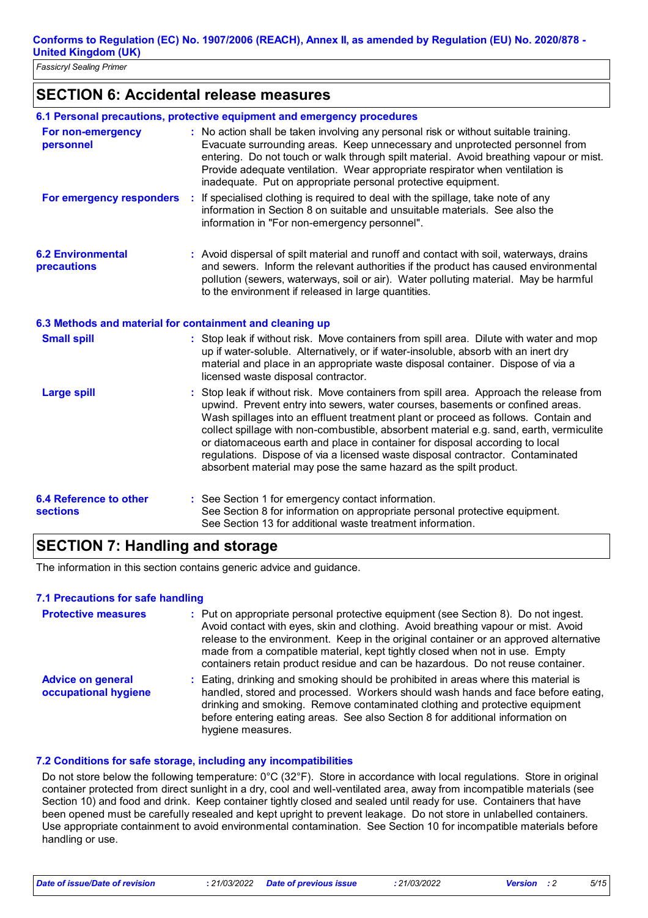## SECTION 6: Accidental release measures

### 6.1 Personal precautions, protective equipment and emergency procedures

**For non-emergency personnel** : No action shall be taken involving any personal risk or without suitable training. Evacuate surrounding areas. Keep unnecessary and unprotected personnel from entering. Do not touch or walk through spilt material. Avoid breathing vapour or mist. Provide adequate ventilation. Wear appropriate respirator when ventilation is inadequate. Put on appropriate personal protective equipment.

**For emergency responders** : If specialised clothing is required to deal with the spillage, take note of any information in Section 8 on suitable and unsuitable materials. See also the information in "For non-emergency personnel".

### 6.2 Environmental precautions

: Avoid dispersal of spilt material and runoff and contact with soil, waterways, drains and sewers. Inform the relevant authorities if the product has caused environmental pollution (sewers, waterways, soil or air). Water polluting material. May be harmful to the environment if released in large quantities.

### 6.3 Methods and material for containment and cleaning up

**Small spill** : Stop leak if without risk. Move containers from spill area. Dilute with water and mop up if water-soluble. Alternatively, or if water-insoluble, absorb with an inert dry material and place in an appropriate waste disposal container. Dispose of via a licensed waste disposal contractor.

**Large spill** : Stop leak if without risk. Move containers from spill area. Approach the release from upwind. Prevent entry into sewers, water courses, basements or confined areas. Wash spillages into an effluent treatment plant or proceed as follows. Contain and collect spillage with non-combustible, absorbent material e.g. sand, earth, vermiculite or diatomaceous earth and place in container for disposal according to local regulations. Dispose of via a licensed waste disposal contractor. Contaminated absorbent material may pose the same hazard as the spilt product.

### 6.4 Reference to other sections

: See Section 1 for emergency contact information.
See Section 8 for information on appropriate personal protective equipment.
See Section 13 for additional waste treatment information.

## SECTION 7: Handling and storage

The information in this section contains generic advice and guidance.

### 7.1 Precautions for safe handling

**Protective measures** : Put on appropriate personal protective equipment (see Section 8). Do not ingest. Avoid contact with eyes, skin and clothing. Avoid breathing vapour or mist. Avoid release to the environment. Keep in the original container or an approved alternative made from a compatible material, kept tightly closed when not in use. Empty containers retain product residue and can be hazardous. Do not reuse container.

**Advice on general occupational hygiene** : Eating, drinking and smoking should be prohibited in areas where this material is handled, stored and processed. Workers should wash hands and face before eating, drinking and smoking. Remove contaminated clothing and protective equipment before entering eating areas. See also Section 8 for additional information on hygiene measures.

### 7.2 Conditions for safe storage, including any incompatibilities

Do not store below the following temperature: 0°C (32°F). Store in accordance with local regulations. Store in original container protected from direct sunlight in a dry, cool and well-ventilated area, away from incompatible materials (see Section 10) and food and drink. Keep container tightly closed and sealed until ready for use. Containers that have been opened must be carefully resealed and kept upright to prevent leakage. Do not store in unlabelled containers. Use appropriate containment to avoid environmental contamination. See Section 10 for incompatible materials before handling or use.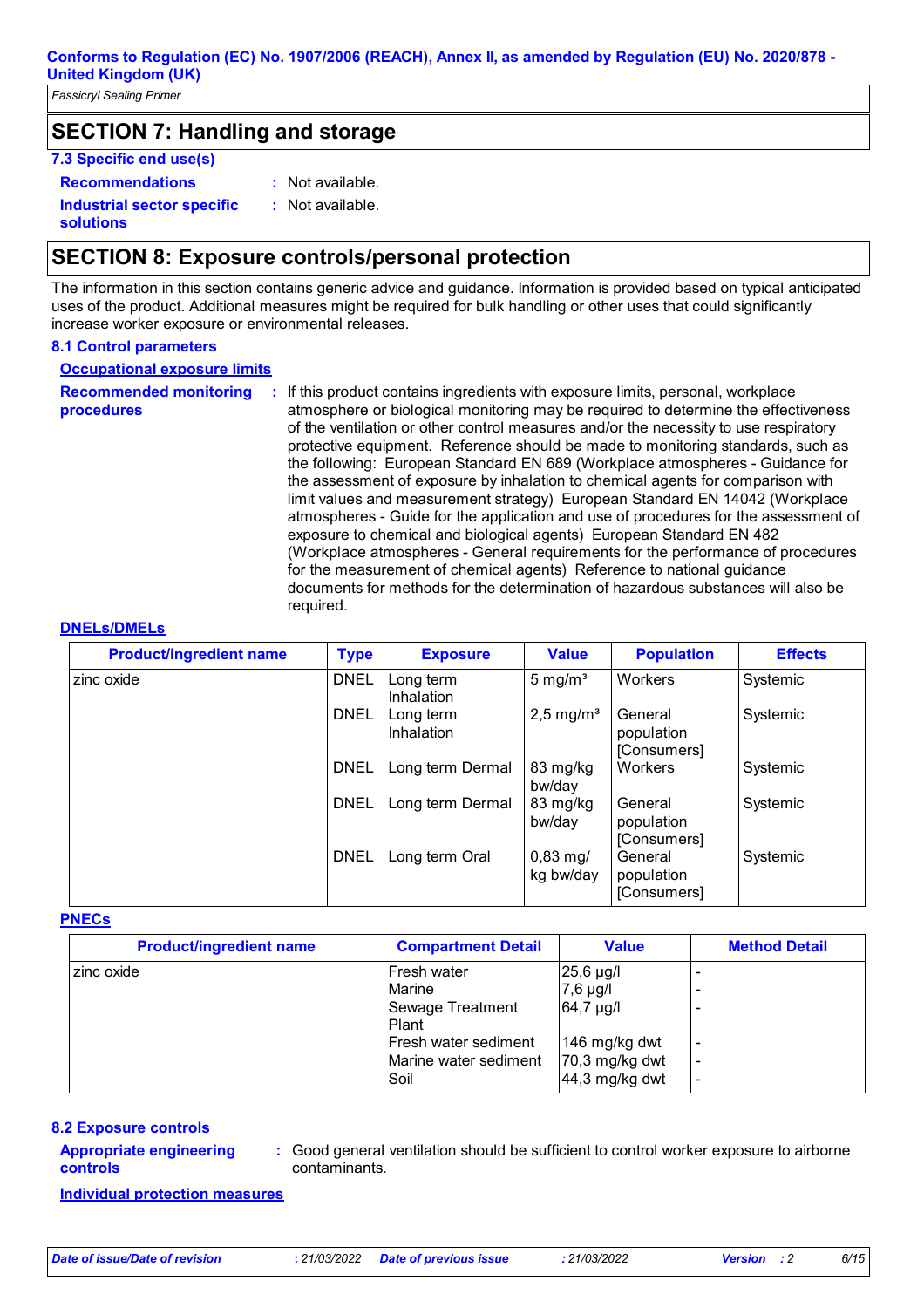Conforms to Regulation (EC) No. 1907/2006 (REACH), Annex II, as amended by Regulation (EU) No. 2020/878 - United Kingdom (UK)

*Fassicryl Sealing Primer*

## SECTION 7: Handling and storage

### 7.3 Specific end use(s)

**Recommendations** : Not available.

**Industrial sector specific solutions** : Not available.

## SECTION 8: Exposure controls/personal protection

The information in this section contains generic advice and guidance. Information is provided based on typical anticipated uses of the product. Additional measures might be required for bulk handling or other uses that could significantly increase worker exposure or environmental releases.

### 8.1 Control parameters

**Occupational exposure limits**

**Recommended monitoring procedures** : If this product contains ingredients with exposure limits, personal, workplace atmosphere or biological monitoring may be required to determine the effectiveness of the ventilation or other control measures and/or the necessity to use respiratory protective equipment. Reference should be made to monitoring standards, such as the following: European Standard EN 689 (Workplace atmospheres - Guidance for the assessment of exposure by inhalation to chemical agents for comparison with limit values and measurement strategy) European Standard EN 14042 (Workplace atmospheres - Guide for the application and use of procedures for the assessment of exposure to chemical and biological agents) European Standard EN 482 (Workplace atmospheres - General requirements for the performance of procedures for the measurement of chemical agents) Reference to national guidance documents for methods for the determination of hazardous substances will also be required.

**DNELs/DMELs**

| Product/ingredient name | Type | Exposure | Value | Population | Effects |
|---|---|---|---|---|---|
| zinc oxide | DNEL | Long term Inhalation | 5 mg/m³ | Workers | Systemic |
| | DNEL | Long term Inhalation | 2,5 mg/m³ | General population [Consumers] | Systemic |
| | DNEL | Long term Dermal | 83 mg/kg bw/day | Workers | Systemic |
| | DNEL | Long term Dermal | 83 mg/kg bw/day | General population [Consumers] | Systemic |
| | DNEL | Long term Oral | 0,83 mg/kg bw/day | General population [Consumers] | Systemic |

**PNECs**

| Product/ingredient name | Compartment Detail | Value | Method Detail |
|---|---|---|---|
| zinc oxide | Fresh water | 25,6 µg/l | - |
| | Marine | 7,6 µg/l | - |
| | Sewage Treatment Plant | 64,7 µg/l | - |
| | Fresh water sediment | 146 mg/kg dwt | - |
| | Marine water sediment | 70,3 mg/kg dwt | - |
| | Soil | 44,3 mg/kg dwt | - |

### 8.2 Exposure controls

**Appropriate engineering controls** : Good general ventilation should be sufficient to control worker exposure to airborne contaminants.

**Individual protection measures**

*Date of issue/Date of revision* : 21/03/2022 *Date of previous issue* : 21/03/2022 *Version* : 2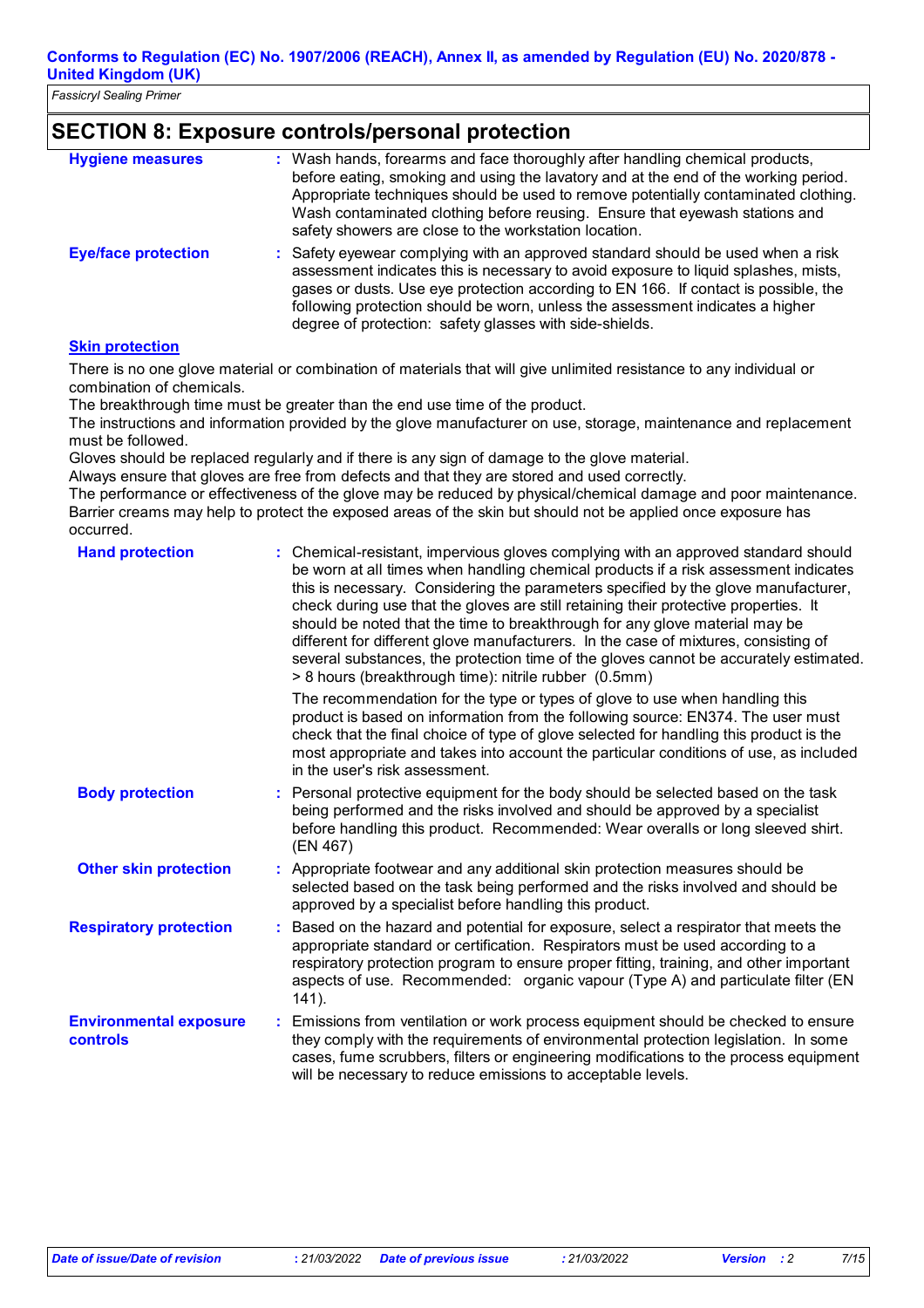## SECTION 8: Exposure controls/personal protection

**Hygiene measures** : Wash hands, forearms and face thoroughly after handling chemical products, before eating, smoking and using the lavatory and at the end of the working period. Appropriate techniques should be used to remove potentially contaminated clothing. Wash contaminated clothing before reusing. Ensure that eyewash stations and safety showers are close to the workstation location.

**Eye/face protection** : Safety eyewear complying with an approved standard should be used when a risk assessment indicates this is necessary to avoid exposure to liquid splashes, mists, gases or dusts. Use eye protection according to EN 166. If contact is possible, the following protection should be worn, unless the assessment indicates a higher degree of protection: safety glasses with side-shields.

### Skin protection

There is no one glove material or combination of materials that will give unlimited resistance to any individual or combination of chemicals.
The breakthrough time must be greater than the end use time of the product.
The instructions and information provided by the glove manufacturer on use, storage, maintenance and replacement must be followed.
Gloves should be replaced regularly and if there is any sign of damage to the glove material.
Always ensure that gloves are free from defects and that they are stored and used correctly.
The performance or effectiveness of the glove may be reduced by physical/chemical damage and poor maintenance.
Barrier creams may help to protect the exposed areas of the skin but should not be applied once exposure has occurred.

**Hand protection** : Chemical-resistant, impervious gloves complying with an approved standard should be worn at all times when handling chemical products if a risk assessment indicates this is necessary. Considering the parameters specified by the glove manufacturer, check during use that the gloves are still retaining their protective properties. It should be noted that the time to breakthrough for any glove material may be different for different glove manufacturers. In the case of mixtures, consisting of several substances, the protection time of the gloves cannot be accurately estimated.
> 8 hours (breakthrough time): nitrile rubber (0.5mm)

The recommendation for the type or types of glove to use when handling this product is based on information from the following source: EN374. The user must check that the final choice of type of glove selected for handling this product is the most appropriate and takes into account the particular conditions of use, as included in the user's risk assessment.

**Body protection** : Personal protective equipment for the body should be selected based on the task being performed and the risks involved and should be approved by a specialist before handling this product. Recommended: Wear overalls or long sleeved shirt. (EN 467)

**Other skin protection** : Appropriate footwear and any additional skin protection measures should be selected based on the task being performed and the risks involved and should be approved by a specialist before handling this product.

**Respiratory protection** : Based on the hazard and potential for exposure, select a respirator that meets the appropriate standard or certification. Respirators must be used according to a respiratory protection program to ensure proper fitting, training, and other important aspects of use. Recommended: organic vapour (Type A) and particulate filter (EN 141).

**Environmental exposure controls** : Emissions from ventilation or work process equipment should be checked to ensure they comply with the requirements of environmental protection legislation. In some cases, fume scrubbers, filters or engineering modifications to the process equipment will be necessary to reduce emissions to acceptable levels.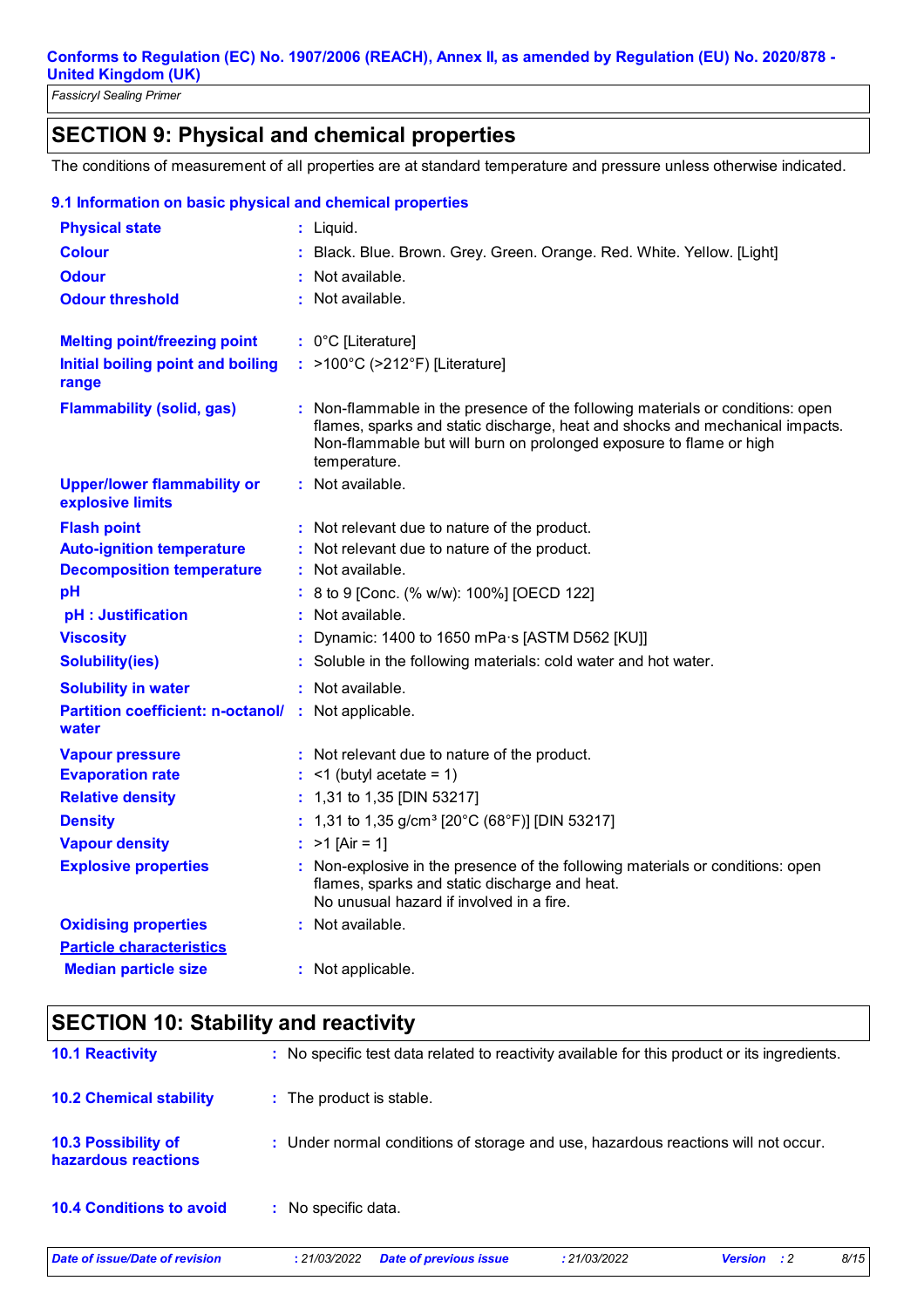**Conforms to Regulation (EC) No. 1907/2006 (REACH), Annex II, as amended by Regulation (EU) No. 2020/878 - United Kingdom (UK)**

*Fassicryl Sealing Primer*

## SECTION 9: Physical and chemical properties

The conditions of measurement of all properties are at standard temperature and pressure unless otherwise indicated.

### 9.1 Information on basic physical and chemical properties

| Property | Value |
|---|---|
| **Physical state** | Liquid. |
| **Colour** | Black. Blue. Brown. Grey. Green. Orange. Red. White. Yellow. [Light] |
| **Odour** | Not available. |
| **Odour threshold** | Not available. |
| **Melting point/freezing point** | 0°C [Literature] |
| **Initial boiling point and boiling range** | >100°C (>212°F) [Literature] |
| **Flammability (solid, gas)** | Non-flammable in the presence of the following materials or conditions: open flames, sparks and static discharge, heat and shocks and mechanical impacts. Non-flammable but will burn on prolonged exposure to flame or high temperature. |
| **Upper/lower flammability or explosive limits** | Not available. |
| **Flash point** | Not relevant due to nature of the product. |
| **Auto-ignition temperature** | Not relevant due to nature of the product. |
| **Decomposition temperature** | Not available. |
| **pH** | 8 to 9 [Conc. (% w/w): 100%] [OECD 122] |
| **pH : Justification** | Not available. |
| **Viscosity** | Dynamic: 1400 to 1650 mPa·s [ASTM D562 [KU]] |
| **Solubility(ies)** | Soluble in the following materials: cold water and hot water. |
| **Solubility in water** | Not available. |
| **Partition coefficient: n-octanol/ water** | Not applicable. |
| **Vapour pressure** | Not relevant due to nature of the product. |
| **Evaporation rate** | <1 (butyl acetate = 1) |
| **Relative density** | 1,31 to 1,35 [DIN 53217] |
| **Density** | 1,31 to 1,35 g/cm³ [20°C (68°F)] [DIN 53217] |
| **Vapour density** | >1 [Air = 1] |
| **Explosive properties** | Non-explosive in the presence of the following materials or conditions: open flames, sparks and static discharge and heat. No unusual hazard if involved in a fire. |
| **Oxidising properties** | Not available. |
| **Particle characteristics** | |
| **Median particle size** | Not applicable. |

## SECTION 10: Stability and reactivity

| | |
|---|---|
| **10.1 Reactivity** | No specific test data related to reactivity available for this product or its ingredients. |
| **10.2 Chemical stability** | The product is stable. |
| **10.3 Possibility of hazardous reactions** | Under normal conditions of storage and use, hazardous reactions will not occur. |
| **10.4 Conditions to avoid** | No specific data. |

*Date of issue/Date of revision: 21/03/2022 · Date of previous issue: 21/03/2022 · Version: 2*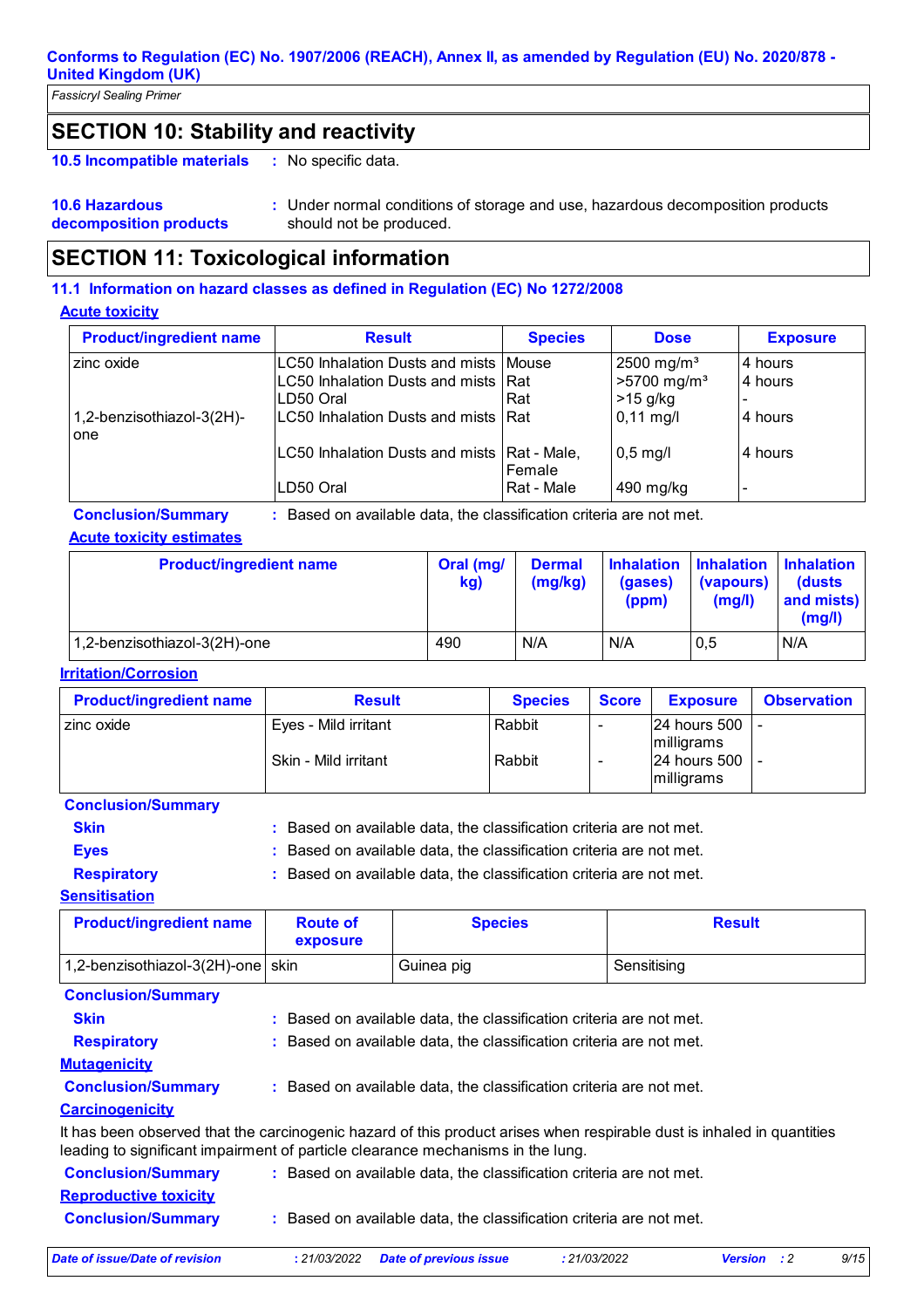Fassicryl Sealing Primer

## SECTION 10: Stability and reactivity

**10.5 Incompatible materials** : No specific data.

**10.6 Hazardous decomposition products** : Under normal conditions of storage and use, hazardous decomposition products should not be produced.

## SECTION 11: Toxicological information

### 11.1 Information on hazard classes as defined in Regulation (EC) No 1272/2008

**Acute toxicity**

| Product/ingredient name | Result | Species | Dose | Exposure |
|---|---|---|---|---|
| zinc oxide | LC50 Inhalation Dusts and mists | Mouse | 2500 mg/m³ | 4 hours |
| | LC50 Inhalation Dusts and mists | Rat | >5700 mg/m³ | 4 hours |
| | LD50 Oral | Rat | >15 g/kg | - |
| 1,2-benzisothiazol-3(2H)-one | LC50 Inhalation Dusts and mists | Rat | 0,11 mg/l | 4 hours |
| | LC50 Inhalation Dusts and mists | Rat - Male, Female | 0,5 mg/l | 4 hours |
| | LD50 Oral | Rat - Male | 490 mg/kg | - |

**Conclusion/Summary** : Based on available data, the classification criteria are not met.

**Acute toxicity estimates**

| Product/ingredient name | Oral (mg/kg) | Dermal (mg/kg) | Inhalation (gases) (ppm) | Inhalation (vapours) (mg/l) | Inhalation (dusts and mists) (mg/l) |
|---|---|---|---|---|---|
| 1,2-benzisothiazol-3(2H)-one | 490 | N/A | N/A | 0,5 | N/A |

**Irritation/Corrosion**

| Product/ingredient name | Result | Species | Score | Exposure | Observation |
|---|---|---|---|---|---|
| zinc oxide | Eyes - Mild irritant | Rabbit | - | 24 hours 500 milligrams | - |
| | Skin - Mild irritant | Rabbit | - | 24 hours 500 milligrams | - |

**Conclusion/Summary**

**Skin** : Based on available data, the classification criteria are not met.

**Eyes** : Based on available data, the classification criteria are not met.

**Respiratory** : Based on available data, the classification criteria are not met.

**Sensitisation**

| Product/ingredient name | Route of exposure | Species | Result |
|---|---|---|---|
| 1,2-benzisothiazol-3(2H)-one | skin | Guinea pig | Sensitising |

**Conclusion/Summary**

**Skin** : Based on available data, the classification criteria are not met.

**Respiratory** : Based on available data, the classification criteria are not met.

**Mutagenicity**

**Conclusion/Summary** : Based on available data, the classification criteria are not met.

**Carcinogenicity**

It has been observed that the carcinogenic hazard of this product arises when respirable dust is inhaled in quantities leading to significant impairment of particle clearance mechanisms in the lung.

**Conclusion/Summary** : Based on available data, the classification criteria are not met.

**Reproductive toxicity**

**Conclusion/Summary** : Based on available data, the classification criteria are not met.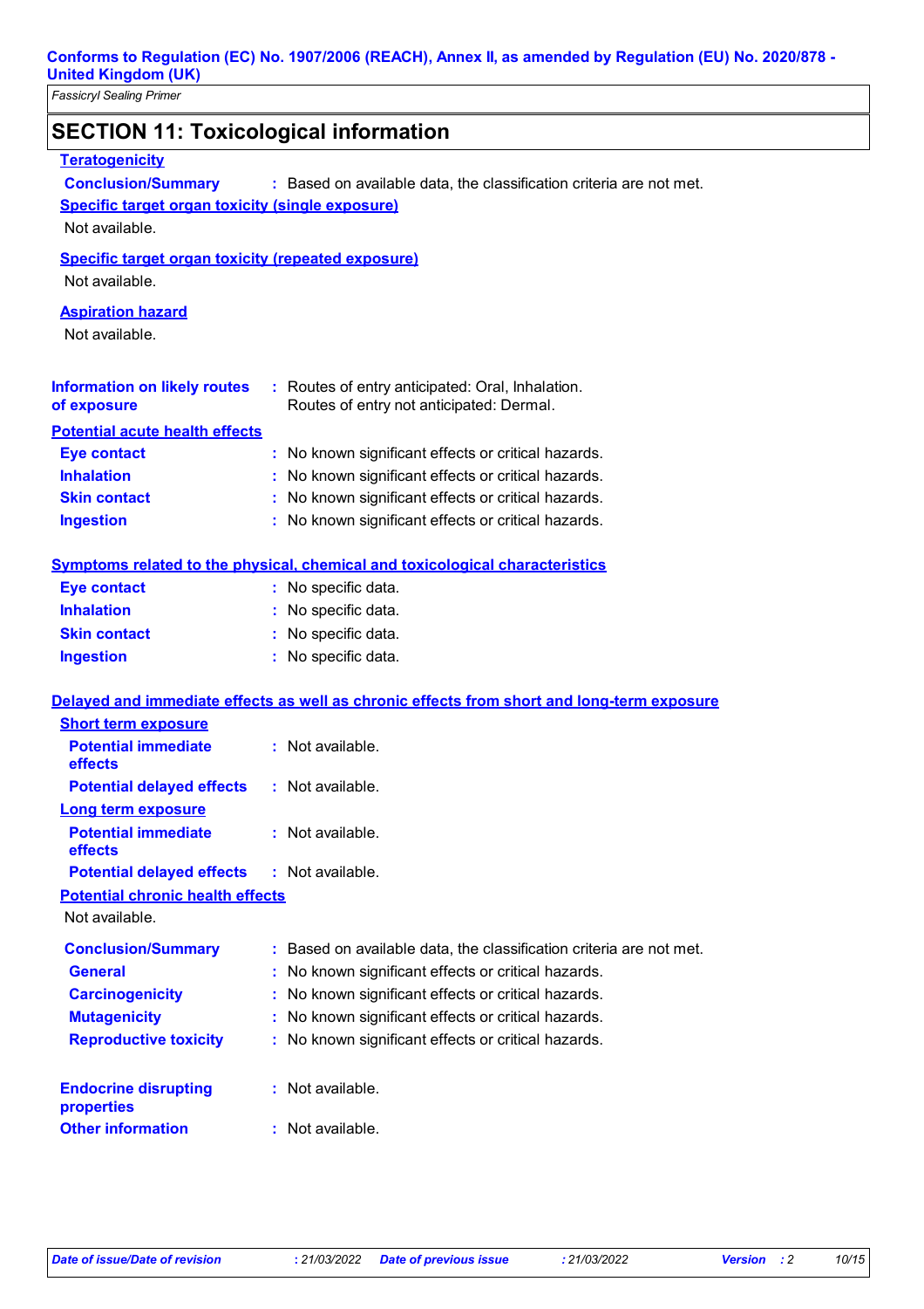## SECTION 11: Toxicological information

**Teratogenicity**

**Conclusion/Summary** : Based on available data, the classification criteria are not met.

**Specific target organ toxicity (single exposure)**

Not available.

**Specific target organ toxicity (repeated exposure)**

Not available.

**Aspiration hazard**

Not available.

**Information on likely routes of exposure** : Routes of entry anticipated: Oral, Inhalation. Routes of entry not anticipated: Dermal.

**Potential acute health effects**

**Eye contact** : No known significant effects or critical hazards.
**Inhalation** : No known significant effects or critical hazards.
**Skin contact** : No known significant effects or critical hazards.
**Ingestion** : No known significant effects or critical hazards.

**Symptoms related to the physical, chemical and toxicological characteristics**

**Eye contact** : No specific data.
**Inhalation** : No specific data.
**Skin contact** : No specific data.
**Ingestion** : No specific data.

**Delayed and immediate effects as well as chronic effects from short and long-term exposure**

**Short term exposure**

**Potential immediate effects** : Not available.
**Potential delayed effects** : Not available.

**Long term exposure**

**Potential immediate effects** : Not available.
**Potential delayed effects** : Not available.

**Potential chronic health effects**

Not available.

**Conclusion/Summary** : Based on available data, the classification criteria are not met.
**General** : No known significant effects or critical hazards.
**Carcinogenicity** : No known significant effects or critical hazards.
**Mutagenicity** : No known significant effects or critical hazards.
**Reproductive toxicity** : No known significant effects or critical hazards.

**Endocrine disrupting properties** : Not available.
**Other information** : Not available.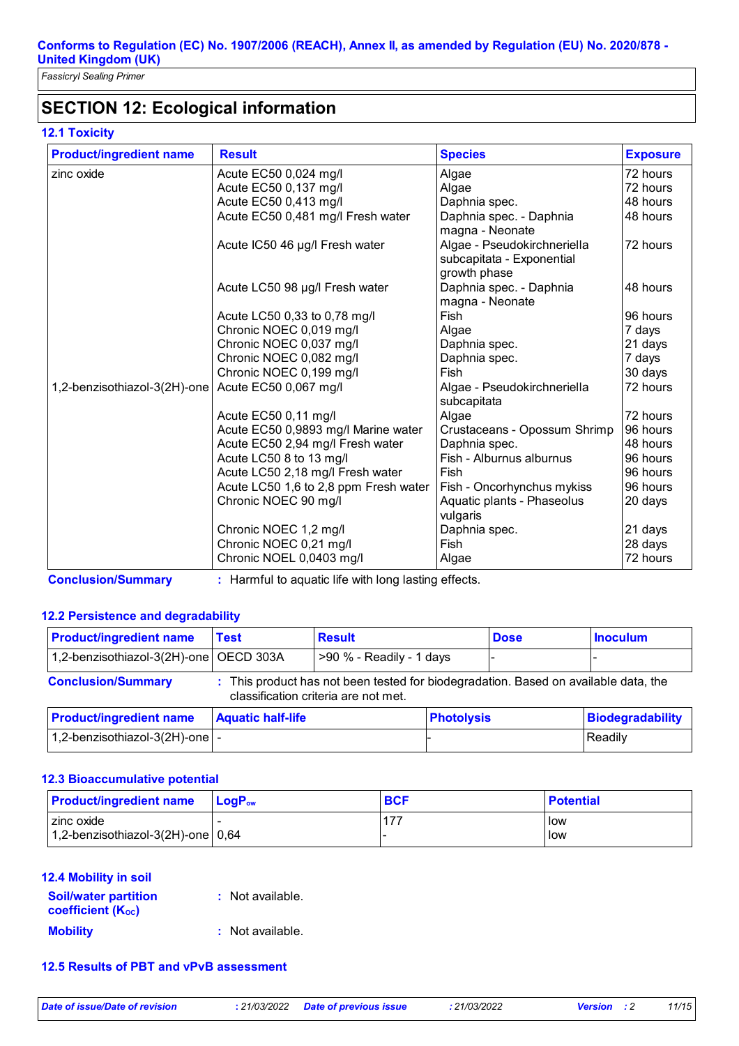## SECTION 12: Ecological information

### 12.1 Toxicity

| Product/ingredient name | Result | Species | Exposure |
|---|---|---|---|
| zinc oxide | Acute EC50 0,024 mg/l | Algae | 72 hours |
| | Acute EC50 0,137 mg/l | Algae | 72 hours |
| | Acute EC50 0,413 mg/l | Daphnia spec. | 48 hours |
| | Acute EC50 0,481 mg/l Fresh water | Daphnia spec. - Daphnia magna - Neonate | 48 hours |
| | Acute IC50 46 µg/l Fresh water | Algae - Pseudokirchneriella subcapitata - Exponential growth phase | 72 hours |
| | Acute LC50 98 µg/l Fresh water | Daphnia spec. - Daphnia magna - Neonate | 48 hours |
| | Acute LC50 0,33 to 0,78 mg/l | Fish | 96 hours |
| | Chronic NOEC 0,019 mg/l | Algae | 7 days |
| | Chronic NOEC 0,037 mg/l | Daphnia spec. | 21 days |
| | Chronic NOEC 0,082 mg/l | Daphnia spec. | 7 days |
| | Chronic NOEC 0,199 mg/l | Fish | 30 days |
| 1,2-benzisothiazol-3(2H)-one | Acute EC50 0,067 mg/l | Algae - Pseudokirchneriella subcapitata | 72 hours |
| | Acute EC50 0,11 mg/l | Algae | 72 hours |
| | Acute EC50 0,9893 mg/l Marine water | Crustaceans - Opossum Shrimp | 96 hours |
| | Acute EC50 2,94 mg/l Fresh water | Daphnia spec. | 48 hours |
| | Acute LC50 8 to 13 mg/l | Fish - Alburnus alburnus | 96 hours |
| | Acute LC50 2,18 mg/l Fresh water | Fish | 96 hours |
| | Acute LC50 1,6 to 2,8 ppm Fresh water | Fish - Oncorhynchus mykiss | 96 hours |
| | Chronic NOEC 90 mg/l | Aquatic plants - Phaseolus vulgaris | 20 days |
| | Chronic NOEC 1,2 mg/l | Daphnia spec. | 21 days |
| | Chronic NOEC 0,21 mg/l | Fish | 28 days |
| | Chronic NOEL 0,0403 mg/l | Algae | 72 hours |

**Conclusion/Summary** : Harmful to aquatic life with long lasting effects.

### 12.2 Persistence and degradability

| Product/ingredient name | Test | Result | Dose | Inoculum |
|---|---|---|---|---|
| 1,2-benzisothiazol-3(2H)-one | OECD 303A | >90 % - Readily - 1 days | - | - |

**Conclusion/Summary** : This product has not been tested for biodegradation. Based on available data, the classification criteria are not met.

| Product/ingredient name | Aquatic half-life | Photolysis | Biodegradability |
|---|---|---|---|
| 1,2-benzisothiazol-3(2H)-one | - | - | Readily |

### 12.3 Bioaccumulative potential

| Product/ingredient name | $LogP_{ow}$ | BCF | Potential |
|---|---|---|---|
| zinc oxide | - | 177 | low |
| 1,2-benzisothiazol-3(2H)-one | 0,64 | - | low |

### 12.4 Mobility in soil

**Soil/water partition coefficient ($K_{OC}$)** : Not available.

**Mobility** : Not available.

### 12.5 Results of PBT and vPvB assessment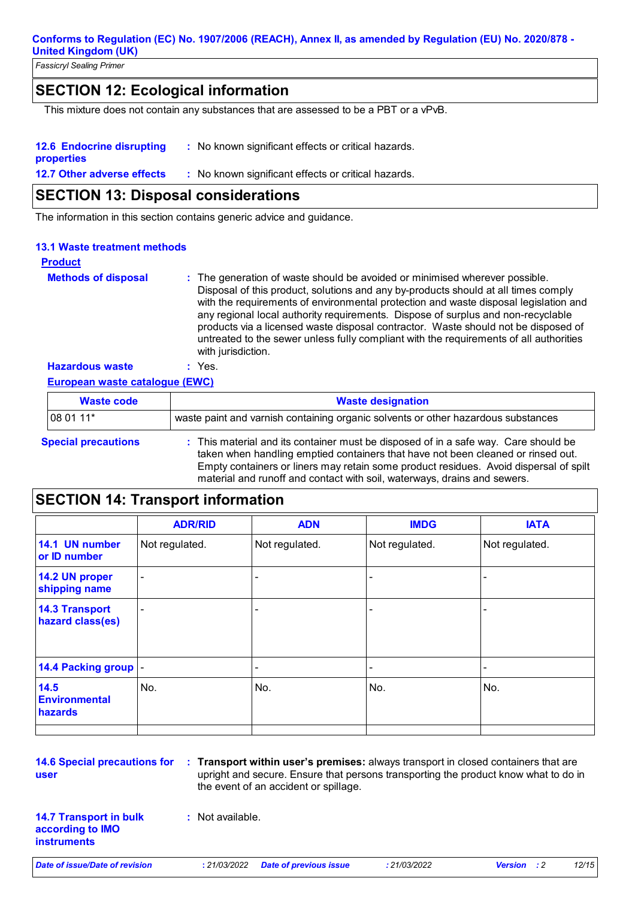## SECTION 12: Ecological information

This mixture does not contain any substances that are assessed to be a PBT or a vPvB.

**12.6 Endocrine disrupting properties** : No known significant effects or critical hazards.

**12.7 Other adverse effects** : No known significant effects or critical hazards.

## SECTION 13: Disposal considerations

The information in this section contains generic advice and guidance.

### 13.1 Waste treatment methods

**Product**

**Methods of disposal** : The generation of waste should be avoided or minimised wherever possible. Disposal of this product, solutions and any by-products should at all times comply with the requirements of environmental protection and waste disposal legislation and any regional local authority requirements. Dispose of surplus and non-recyclable products via a licensed waste disposal contractor. Waste should not be disposed of untreated to the sewer unless fully compliant with the requirements of all authorities with jurisdiction.

**Hazardous waste** : Yes.

**European waste catalogue (EWC)**

| Waste code | Waste designation |
|---|---|
| 08 01 11* | waste paint and varnish containing organic solvents or other hazardous substances |

**Special precautions** : This material and its container must be disposed of in a safe way. Care should be taken when handling emptied containers that have not been cleaned or rinsed out. Empty containers or liners may retain some product residues. Avoid dispersal of spilt material and runoff and contact with soil, waterways, drains and sewers.

## SECTION 14: Transport information

| | ADR/RID | ADN | IMDG | IATA |
|---|---|---|---|---|
| 14.1 UN number or ID number | Not regulated. | Not regulated. | Not regulated. | Not regulated. |
| 14.2 UN proper shipping name | - | - | - | - |
| 14.3 Transport hazard class(es) | - | - | - | - |
| 14.4 Packing group | - | - | - | - |
| 14.5 Environmental hazards | No. | No. | No. | No. |

**14.6 Special precautions for user** : **Transport within user's premises:** always transport in closed containers that are upright and secure. Ensure that persons transporting the product know what to do in the event of an accident or spillage.

**14.7 Transport in bulk according to IMO instruments** : Not available.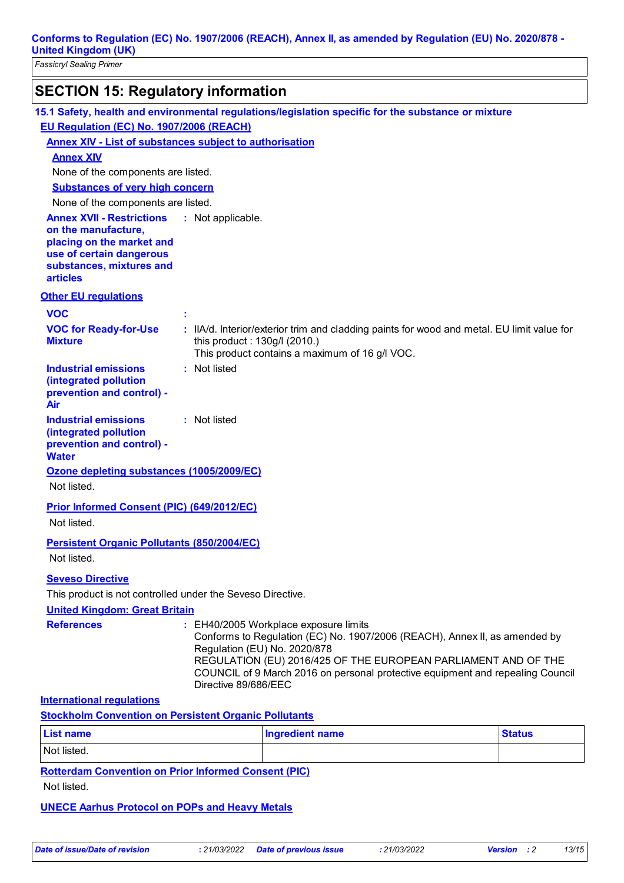Conforms to Regulation (EC) No. 1907/2006 (REACH), Annex II, as amended by Regulation (EU) No. 2020/878 - United Kingdom (UK)

*Fassicryl Sealing Primer*

## SECTION 15: Regulatory information

### 15.1 Safety, health and environmental regulations/legislation specific for the substance or mixture

**EU Regulation (EC) No. 1907/2006 (REACH)**

**Annex XIV - List of substances subject to authorisation**

**Annex XIV**

None of the components are listed.

**Substances of very high concern**

None of the components are listed.

**Annex XVII - Restrictions on the manufacture, placing on the market and use of certain dangerous substances, mixtures and articles** : Not applicable.

**Other EU regulations**

**VOC** :

**VOC for Ready-for-Use Mixture** : IIA/d. Interior/exterior trim and cladding paints for wood and metal. EU limit value for this product : 130g/l (2010.)
This product contains a maximum of 16 g/l VOC.

**Industrial emissions (integrated pollution prevention and control) - Air** : Not listed

**Industrial emissions (integrated pollution prevention and control) - Water** : Not listed

**Ozone depleting substances (1005/2009/EC)**

Not listed.

**Prior Informed Consent (PIC) (649/2012/EC)**

Not listed.

**Persistent Organic Pollutants (850/2004/EC)**

Not listed.

**Seveso Directive**

This product is not controlled under the Seveso Directive.

**United Kingdom: Great Britain**

**References** : EH40/2005 Workplace exposure limits
Conforms to Regulation (EC) No. 1907/2006 (REACH), Annex II, as amended by Regulation (EU) No. 2020/878
REGULATION (EU) 2016/425 OF THE EUROPEAN PARLIAMENT AND OF THE COUNCIL of 9 March 2016 on personal protective equipment and repealing Council Directive 89/686/EEC

**International regulations**

**Stockholm Convention on Persistent Organic Pollutants**

| List name | Ingredient name | Status |
|---|---|---|
| Not listed. | | |

**Rotterdam Convention on Prior Informed Consent (PIC)**

Not listed.

**UNECE Aarhus Protocol on POPs and Heavy Metals**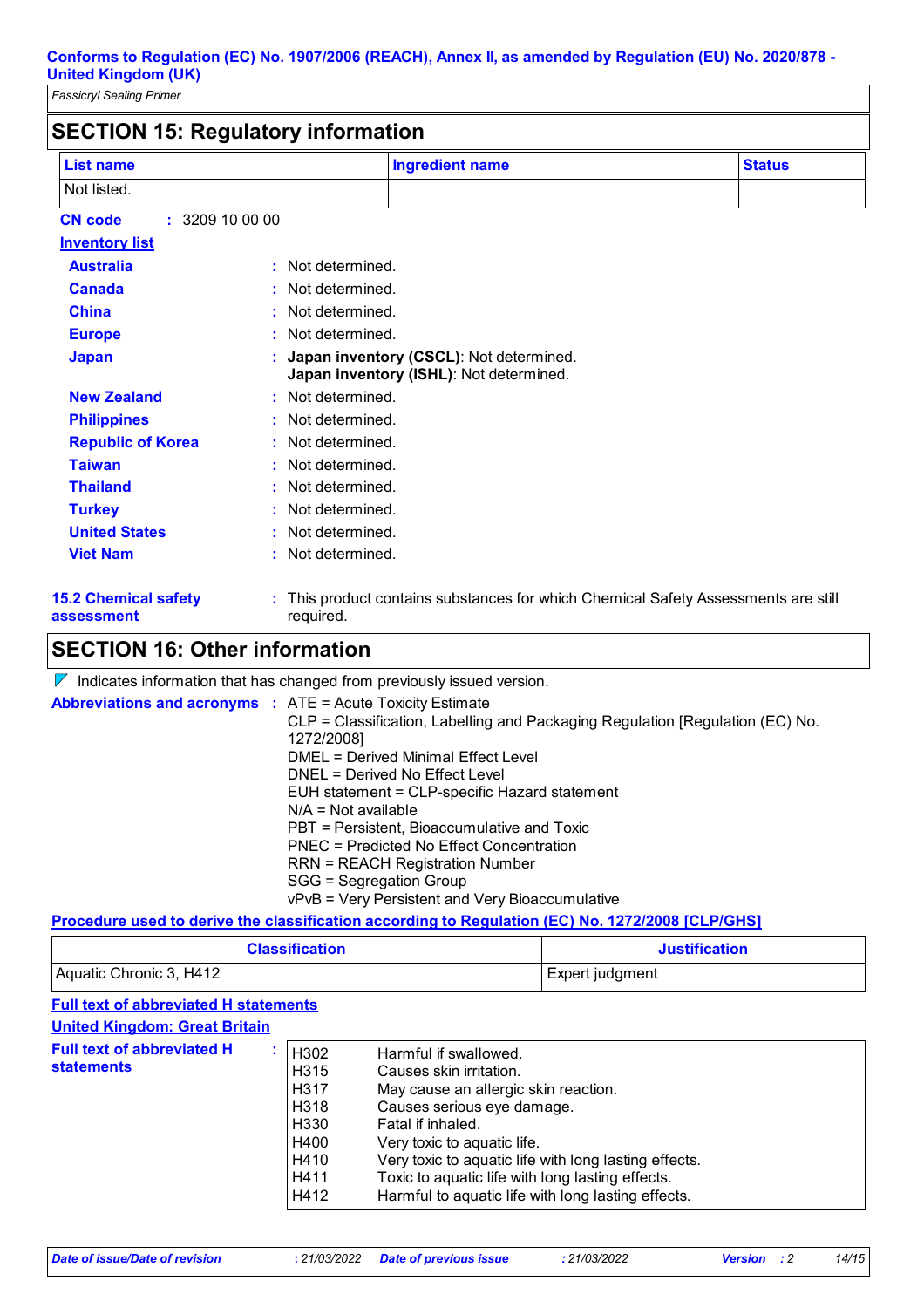## SECTION 15: Regulatory information

| List name | Ingredient name | Status |
|---|---|---|
| Not listed. | | |

**CN code** : 3209 10 00 00

**Inventory list**

**Australia** : Not determined.

**Canada** : Not determined.

**China** : Not determined.

**Europe** : Not determined.

**Japan** : **Japan inventory (CSCL)**: Not determined.
**Japan inventory (ISHL)**: Not determined.

**New Zealand** : Not determined.

**Philippines** : Not determined.

**Republic of Korea** : Not determined.

**Taiwan** : Not determined.

**Thailand** : Not determined.

**Turkey** : Not determined.

**United States** : Not determined.

**Viet Nam** : Not determined.

**15.2 Chemical safety assessment** : This product contains substances for which Chemical Safety Assessments are still required.

## SECTION 16: Other information

Indicates information that has changed from previously issued version.

**Abbreviations and acronyms** : ATE = Acute Toxicity Estimate
CLP = Classification, Labelling and Packaging Regulation [Regulation (EC) No. 1272/2008]
DMEL = Derived Minimal Effect Level
DNEL = Derived No Effect Level
EUH statement = CLP-specific Hazard statement
N/A = Not available
PBT = Persistent, Bioaccumulative and Toxic
PNEC = Predicted No Effect Concentration
RRN = REACH Registration Number
SGG = Segregation Group
vPvB = Very Persistent and Very Bioaccumulative

**Procedure used to derive the classification according to Regulation (EC) No. 1272/2008 [CLP/GHS]**

| Classification | Justification |
|---|---|
| Aquatic Chronic 3, H412 | Expert judgment |

**Full text of abbreviated H statements**

**United Kingdom: Great Britain**

**Full text of abbreviated H statements** :

| | |
|---|---|
| H302 | Harmful if swallowed. |
| H315 | Causes skin irritation. |
| H317 | May cause an allergic skin reaction. |
| H318 | Causes serious eye damage. |
| H330 | Fatal if inhaled. |
| H400 | Very toxic to aquatic life. |
| H410 | Very toxic to aquatic life with long lasting effects. |
| H411 | Toxic to aquatic life with long lasting effects. |
| H412 | Harmful to aquatic life with long lasting effects. |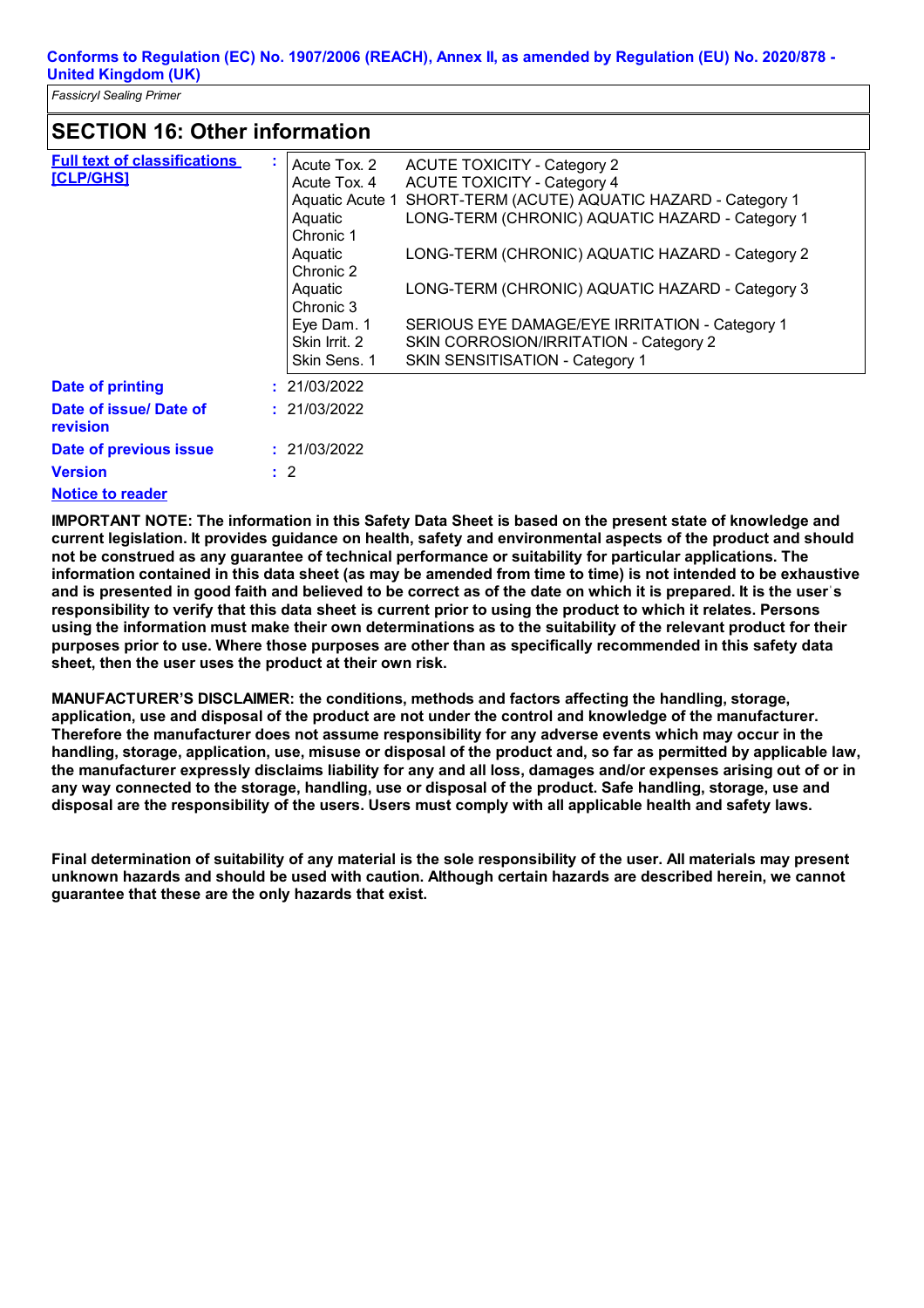Conforms to Regulation (EC) No. 1907/2006 (REACH), Annex II, as amended by Regulation (EU) No. 2020/878 - United Kingdom (UK)

*Fassicryl Sealing Primer*

## SECTION 16: Other information

| | | |
|---|---|---|
| **Full text of classifications [CLP/GHS]** | Acute Tox. 2 | ACUTE TOXICITY - Category 2 |
| | Acute Tox. 4 | ACUTE TOXICITY - Category 4 |
| | Aquatic Acute 1 | SHORT-TERM (ACUTE) AQUATIC HAZARD - Category 1 |
| | Aquatic Chronic 1 | LONG-TERM (CHRONIC) AQUATIC HAZARD - Category 1 |
| | Aquatic Chronic 2 | LONG-TERM (CHRONIC) AQUATIC HAZARD - Category 2 |
| | Aquatic Chronic 3 | LONG-TERM (CHRONIC) AQUATIC HAZARD - Category 3 |
| | Eye Dam. 1 | SERIOUS EYE DAMAGE/EYE IRRITATION - Category 1 |
| | Skin Irrit. 2 | SKIN CORROSION/IRRITATION - Category 2 |
| | Skin Sens. 1 | SKIN SENSITISATION - Category 1 |

**Date of printing** : 21/03/2022

**Date of issue/ Date of revision** : 21/03/2022

**Date of previous issue** : 21/03/2022

**Version** : 2

**Notice to reader**

**IMPORTANT NOTE: The information in this Safety Data Sheet is based on the present state of knowledge and current legislation. It provides guidance on health, safety and environmental aspects of the product and should not be construed as any guarantee of technical performance or suitability for particular applications. The information contained in this data sheet (as may be amended from time to time) is not intended to be exhaustive and is presented in good faith and believed to be correct as of the date on which it is prepared. It is the user´s responsibility to verify that this data sheet is current prior to using the product to which it relates. Persons using the information must make their own determinations as to the suitability of the relevant product for their purposes prior to use. Where those purposes are other than as specifically recommended in this safety data sheet, then the user uses the product at their own risk.**

**MANUFACTURER'S DISCLAIMER: the conditions, methods and factors affecting the handling, storage, application, use and disposal of the product are not under the control and knowledge of the manufacturer. Therefore the manufacturer does not assume responsibility for any adverse events which may occur in the handling, storage, application, use, misuse or disposal of the product and, so far as permitted by applicable law, the manufacturer expressly disclaims liability for any and all loss, damages and/or expenses arising out of or in any way connected to the storage, handling, use or disposal of the product. Safe handling, storage, use and disposal are the responsibility of the users. Users must comply with all applicable health and safety laws.**

**Final determination of suitability of any material is the sole responsibility of the user. All materials may present unknown hazards and should be used with caution. Although certain hazards are described herein, we cannot guarantee that these are the only hazards that exist.**